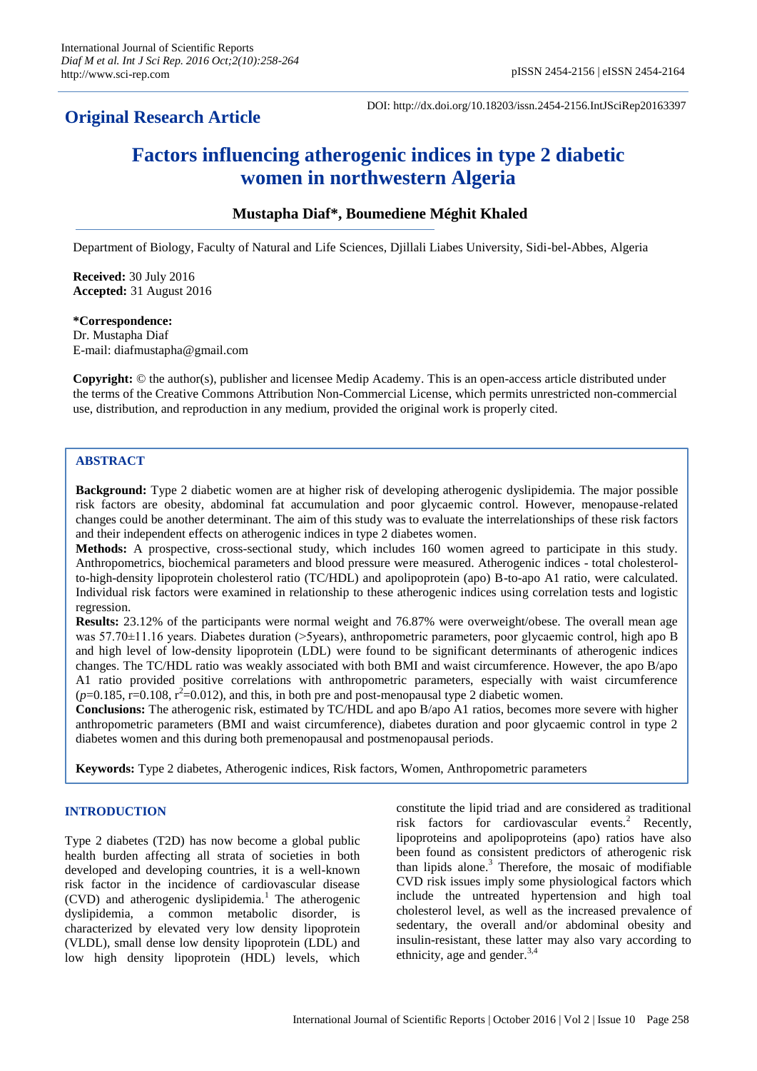**Original Research Article**

DOI: http://dx.doi.org/10.18203/issn.2454-2156.IntJSciRep20163397

# Factors influencing atherogenic indices in type 2 diabetic women in northwestern Algeria

**Mustapha Diaf\*, Boumediene Méghit Khaled**

Department of Biology, Faculty of Natural and Life Sciences, Djillali Liabes University, Sidi-bel-Abbes, Algeria

**Received:** 30 July 2016
**Accepted:** 31 August 2016

**\*Correspondence:**
Dr. Mustapha Diaf
E-mail: diafmustapha@gmail.com

**Copyright:** © the author(s), publisher and licensee Medip Academy. This is an open-access article distributed under the terms of the Creative Commons Attribution Non-Commercial License, which permits unrestricted non-commercial use, distribution, and reproduction in any medium, provided the original work is properly cited.

## ABSTRACT

**Background:** Type 2 diabetic women are at higher risk of developing atherogenic dyslipidemia. The major possible risk factors are obesity, abdominal fat accumulation and poor glycaemic control. However, menopause-related changes could be another determinant. The aim of this study was to evaluate the interrelationships of these risk factors and their independent effects on atherogenic indices in type 2 diabetes women.

**Methods:** A prospective, cross-sectional study, which includes 160 women agreed to participate in this study. Anthropometrics, biochemical parameters and blood pressure were measured. Atherogenic indices - total cholesterol-to-high-density lipoprotein cholesterol ratio (TC/HDL) and apolipoprotein (apo) B-to-apo A1 ratio, were calculated. Individual risk factors were examined in relationship to these atherogenic indices using correlation tests and logistic regression.

**Results:** 23.12% of the participants were normal weight and 76.87% were overweight/obese. The overall mean age was 57.70±11.16 years. Diabetes duration (>5years), anthropometric parameters, poor glycaemic control, high apo B and high level of low-density lipoprotein (LDL) were found to be significant determinants of atherogenic indices changes. The TC/HDL ratio was weakly associated with both BMI and waist circumference. However, the apo B/apo A1 ratio provided positive correlations with anthropometric parameters, especially with waist circumference ($p$=0.185, r=0.108, $r^2$=0.012), and this, in both pre and post-menopausal type 2 diabetic women.

**Conclusions:** The atherogenic risk, estimated by TC/HDL and apo B/apo A1 ratios, becomes more severe with higher anthropometric parameters (BMI and waist circumference), diabetes duration and poor glycaemic control in type 2 diabetes women and this during both premenopausal and postmenopausal periods.

**Keywords:** Type 2 diabetes, Atherogenic indices, Risk factors, Women, Anthropometric parameters

## INTRODUCTION

Type 2 diabetes (T2D) has now become a global public health burden affecting all strata of societies in both developed and developing countries, it is a well-known risk factor in the incidence of cardiovascular disease (CVD) and atherogenic dyslipidemia.[1] The atherogenic dyslipidemia, a common metabolic disorder, is characterized by elevated very low density lipoprotein (VLDL), small dense low density lipoprotein (LDL) and low high density lipoprotein (HDL) levels, which constitute the lipid triad and are considered as traditional risk factors for cardiovascular events.[2] Recently, lipoproteins and apolipoproteins (apo) ratios have also been found as consistent predictors of atherogenic risk than lipids alone.[3] Therefore, the mosaic of modifiable CVD risk issues imply some physiological factors which include the untreated hypertension and high toal cholesterol level, as well as the increased prevalence of sedentary, the overall and/or abdominal obesity and insulin-resistant, these latter may also vary according to ethnicity, age and gender.[3,4]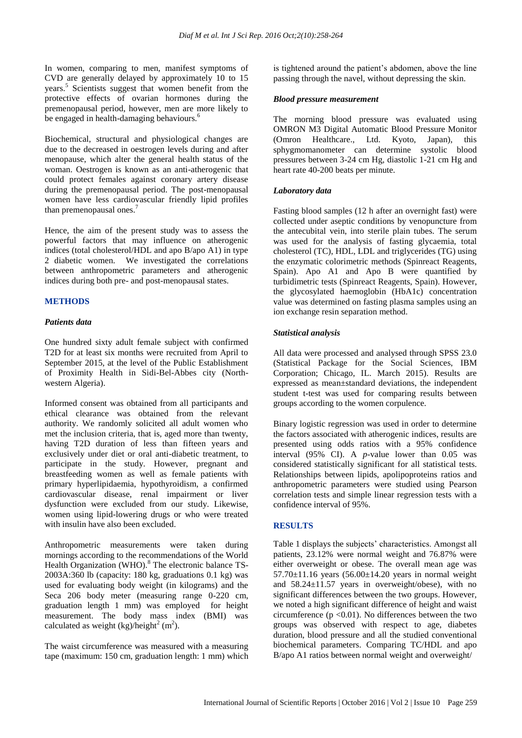In women, comparing to men, manifest symptoms of CVD are generally delayed by approximately 10 to 15 years.[5] Scientists suggest that women benefit from the protective effects of ovarian hormones during the premenopausal period, however, men are more likely to be engaged in health-damaging behaviours.[6]

Biochemical, structural and physiological changes are due to the decreased in oestrogen levels during and after menopause, which alter the general health status of the woman. Oestrogen is known as an anti-atherogenic that could protect females against coronary artery disease during the premenopausal period. The post-menopausal women have less cardiovascular friendly lipid profiles than premenopausal ones.[7]

Hence, the aim of the present study was to assess the powerful factors that may influence on atherogenic indices (total cholesterol/HDL and apo B/apo A1) in type 2 diabetic women. We investigated the correlations between anthropometric parameters and atherogenic indices during both pre- and post-menopausal states.

## METHODS

### *Patients data*

One hundred sixty adult female subject with confirmed T2D for at least six months were recruited from April to September 2015, at the level of the Public Establishment of Proximity Health in Sidi-Bel-Abbes city (North-western Algeria).

Informed consent was obtained from all participants and ethical clearance was obtained from the relevant authority. We randomly solicited all adult women who met the inclusion criteria, that is, aged more than twenty, having T2D duration of less than fifteen years and exclusively under diet or oral anti-diabetic treatment, to participate in the study. However, pregnant and breastfeeding women as well as female patients with primary hyperlipidaemia, hypothyroidism, a confirmed cardiovascular disease, renal impairment or liver dysfunction were excluded from our study. Likewise, women using lipid-lowering drugs or who were treated with insulin have also been excluded.

Anthropometric measurements were taken during mornings according to the recommendations of the World Health Organization (WHO).[8] The electronic balance TS-2003A:360 lb (capacity: 180 kg, graduations 0.1 kg) was used for evaluating body weight (in kilograms) and the Seca 206 body meter (measuring range 0-220 cm, graduation length 1 mm) was employed for height measurement. The body mass index (BMI) was calculated as weight (kg)/height$^2$ (m$^2$).

The waist circumference was measured with a measuring tape (maximum: 150 cm, graduation length: 1 mm) which is tightened around the patient's abdomen, above the line passing through the navel, without depressing the skin.

### *Blood pressure measurement*

The morning blood pressure was evaluated using OMRON M3 Digital Automatic Blood Pressure Monitor (Omron Healthcare., Ltd. Kyoto, Japan), this sphygmomanometer can determine systolic blood pressures between 3-24 cm Hg, diastolic 1-21 cm Hg and heart rate 40-200 beats per minute.

### *Laboratory data*

Fasting blood samples (12 h after an overnight fast) were collected under aseptic conditions by venopuncture from the antecubital vein, into sterile plain tubes. The serum was used for the analysis of fasting glycaemia, total cholesterol (TC), HDL, LDL and triglycerides (TG) using the enzymatic colorimetric methods (Spinreact Reagents, Spain). Apo A1 and Apo B were quantified by turbidimetric tests (Spinreact Reagents, Spain). However, the glycosylated haemoglobin (HbA1c) concentration value was determined on fasting plasma samples using an ion exchange resin separation method.

### *Statistical analysis*

All data were processed and analysed through SPSS 23.0 (Statistical Package for the Social Sciences, IBM Corporation; Chicago, IL. March 2015). Results are expressed as mean±standard deviations, the independent student t-test was used for comparing results between groups according to the women corpulence.

Binary logistic regression was used in order to determine the factors associated with atherogenic indices, results are presented using odds ratios with a 95% confidence interval (95% CI). A *p*-value lower than 0.05 was considered statistically significant for all statistical tests. Relationships between lipids, apolipoproteins ratios and anthropometric parameters were studied using Pearson correlation tests and simple linear regression tests with a confidence interval of 95%.

## RESULTS

Table 1 displays the subjects' characteristics. Amongst all patients, 23.12% were normal weight and 76.87% were either overweight or obese. The overall mean age was 57.70±11.16 years (56.00±14.20 years in normal weight and 58.24±11.57 years in overweight/obese), with no significant differences between the two groups. However, we noted a high significant difference of height and waist circumference ($p < 0.01$). No differences between the two groups was observed with respect to age, diabetes duration, blood pressure and all the studied conventional biochemical parameters. Comparing TC/HDL and apo B/apo A1 ratios between normal weight and overweight/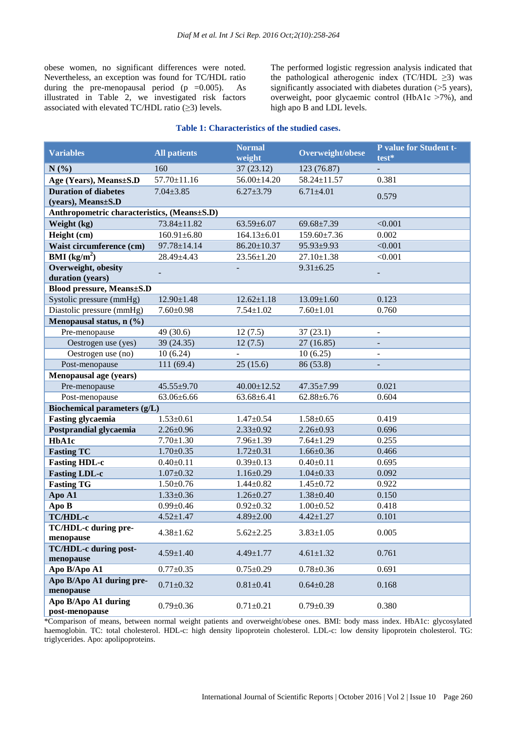obese women, no significant differences were noted. Nevertheless, an exception was found for TC/HDL ratio during the pre-menopausal period ($p$ =0.005). As illustrated in Table 2, we investigated risk factors associated with elevated TC/HDL ratio (≥3) levels.

The performed logistic regression analysis indicated that the pathological atherogenic index (TC/HDL ≥3) was significantly associated with diabetes duration (>5 years), overweight, poor glycaemic control (HbA1c >7%), and high apo B and LDL levels.

**Table 1: Characteristics of the studied cases.**

| Variables | All patients | Normal weight | Overweight/obese | P value for Student t-test* |
|---|---|---|---|---|
| **N (%)** | 160 | 37 (23.12) | 123 (76.87) | - |
| **Age (Years), Means±S.D** | 57.70±11.16 | 56.00±14.20 | 58.24±11.57 | 0.381 |
| **Duration of diabetes (years), Means±S.D** | 7.04±3.85 | 6.27±3.79 | 6.71±4.01 | 0.579 |
| **Anthropometric characteristics, (Means±S.D)** | | | | |
| **Weight (kg)** | 73.84±11.82 | 63.59±6.07 | 69.68±7.39 | <0.001 |
| **Height (cm)** | 160.91±6.80 | 164.13±6.01 | 159.60±7.36 | 0.002 |
| **Waist circumference (cm)** | 97.78±14.14 | 86.20±10.37 | 95.93±9.93 | <0.001 |
| **BMI (kg/m$^2$)** | 28.49±4.43 | 23.56±1.20 | 27.10±1.38 | <0.001 |
| **Overweight, obesity duration (years)** | - | - | 9.31±6.25 | - |
| **Blood pressure, Means±S.D** | | | | |
| Systolic pressure (mmHg) | 12.90±1.48 | 12.62±1.18 | 13.09±1.60 | 0.123 |
| Diastolic pressure (mmHg) | 7.60±0.98 | 7.54±1.02 | 7.60±1.01 | 0.760 |
| **Menopausal status, n (%)** | | | | |
| Pre-menopause | 49 (30.6) | 12 (7.5) | 37 (23.1) | - |
| Oestrogen use (yes) | 39 (24.35) | 12 (7.5) | 27 (16.85) | - |
| Oestrogen use (no) | 10 (6.24) | - | 10 (6.25) | - |
| Post-menopause | 111 (69.4) | 25 (15.6) | 86 (53.8) | - |
| **Menopausal age (years)** | | | | |
| Pre-menopause | 45.55±9.70 | 40.00±12.52 | 47.35±7.99 | 0.021 |
| Post-menopause | 63.06±6.66 | 63.68±6.41 | 62.88±6.76 | 0.604 |
| **Biochemical parameters (g/L)** | | | | |
| **Fasting glycaemia** | 1.53±0.61 | 1.47±0.54 | 1.58±0.65 | 0.419 |
| **Postprandial glycaemia** | 2.26±0.96 | 2.33±0.92 | 2.26±0.93 | 0.696 |
| **HbA1c** | 7.70±1.30 | 7.96±1.39 | 7.64±1.29 | 0.255 |
| **Fasting TC** | 1.70±0.35 | 1.72±0.31 | 1.66±0.36 | 0.466 |
| **Fasting HDL-c** | 0.40±0.11 | 0.39±0.13 | 0.40±0.11 | 0.695 |
| **Fasting LDL-c** | 1.07±0.32 | 1.16±0.29 | 1.04±0.33 | 0.092 |
| **Fasting TG** | 1.50±0.76 | 1.44±0.82 | 1.45±0.72 | 0.922 |
| **Apo A1** | 1.33±0.36 | 1.26±0.27 | 1.38±0.40 | 0.150 |
| **Apo B** | 0.99±0.46 | 0.92±0.32 | 1.00±0.52 | 0.418 |
| **TC/HDL-c** | 4.52±1.47 | 4.89±2.00 | 4.42±1.27 | 0.101 |
| **TC/HDL-c during pre-menopause** | 4.38±1.62 | 5.62±2.25 | 3.83±1.05 | 0.005 |
| **TC/HDL-c during post-menopause** | 4.59±1.40 | 4.49±1.77 | 4.61±1.32 | 0.761 |
| **Apo B/Apo A1** | 0.77±0.35 | 0.75±0.29 | 0.78±0.36 | 0.691 |
| **Apo B/Apo A1 during pre-menopause** | 0.71±0.32 | 0.81±0.41 | 0.64±0.28 | 0.168 |
| **Apo B/Apo A1 during post-menopause** | 0.79±0.36 | 0.71±0.21 | 0.79±0.39 | 0.380 |

*Comparison of means, between normal weight patients and overweight/obese ones. BMI: body mass index. HbA1c: glycosylated haemoglobin. TC: total cholesterol. HDL-c: high density lipoprotein cholesterol. LDL-c: low density lipoprotein cholesterol. TG: triglycerides. Apo: apolipoproteins.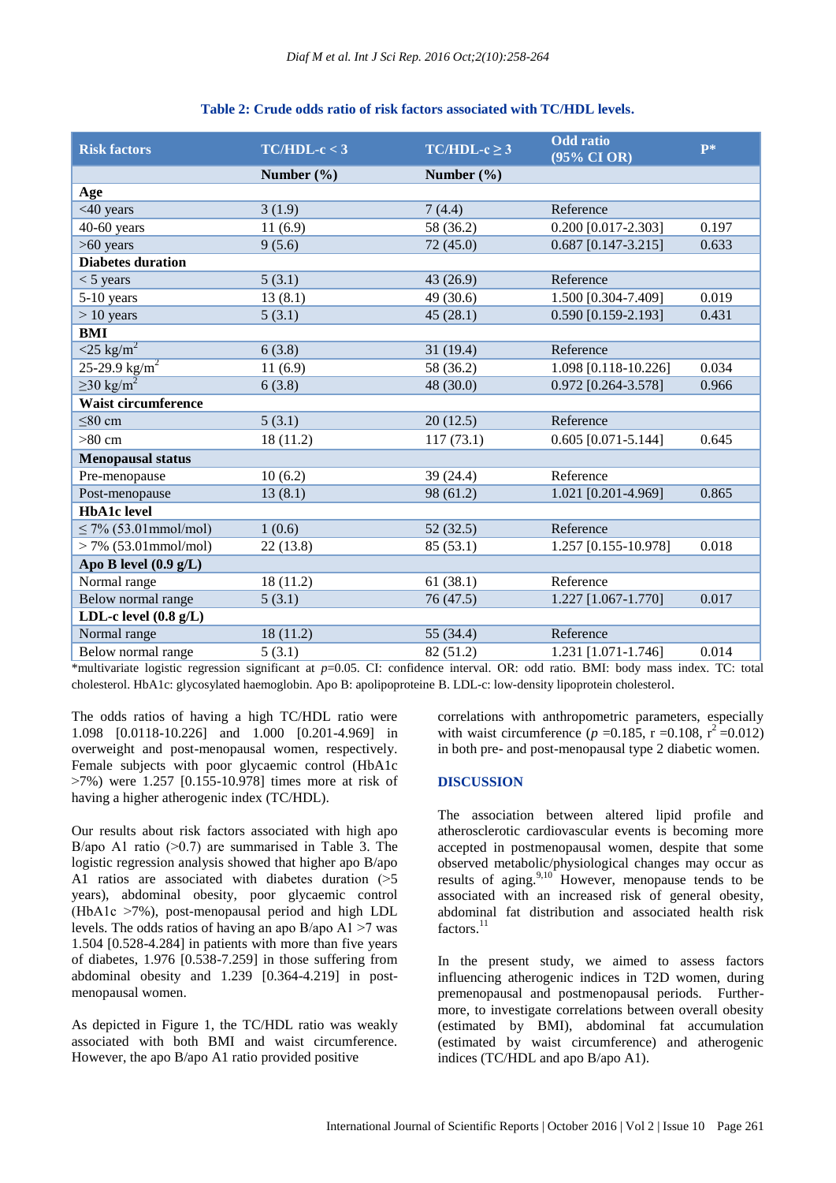**Table 2: Crude odds ratio of risk factors associated with TC/HDL levels.**

| Risk factors | TC/HDL-c < 3 | TC/HDL-c ≥ 3 | Odd ratio (95% CI OR) | P* |
|---|---|---|---|---|
| | **Number (%)** | **Number (%)** | | |
| **Age** | | | | |
| <40 years | 3 (1.9) | 7 (4.4) | Reference | |
| 40-60 years | 11 (6.9) | 58 (36.2) | 0.200 [0.017-2.303] | 0.197 |
| >60 years | 9 (5.6) | 72 (45.0) | 0.687 [0.147-3.215] | 0.633 |
| **Diabetes duration** | | | | |
| < 5 years | 5 (3.1) | 43 (26.9) | Reference | |
| 5-10 years | 13 (8.1) | 49 (30.6) | 1.500 [0.304-7.409] | 0.019 |
| > 10 years | 5 (3.1) | 45 (28.1) | 0.590 [0.159-2.193] | 0.431 |
| **BMI** | | | | |
| <25 kg/m$^2$ | 6 (3.8) | 31 (19.4) | Reference | |
| 25-29.9 kg/m$^2$ | 11 (6.9) | 58 (36.2) | 1.098 [0.118-10.226] | 0.034 |
| ≥30 kg/m$^2$ | 6 (3.8) | 48 (30.0) | 0.972 [0.264-3.578] | 0.966 |
| **Waist circumference** | | | | |
| ≤80 cm | 5 (3.1) | 20 (12.5) | Reference | |
| >80 cm | 18 (11.2) | 117 (73.1) | 0.605 [0.071-5.144] | 0.645 |
| **Menopausal status** | | | | |
| Pre-menopause | 10 (6.2) | 39 (24.4) | Reference | |
| Post-menopause | 13 (8.1) | 98 (61.2) | 1.021 [0.201-4.969] | 0.865 |
| **HbA1c level** | | | | |
| ≤ 7% (53.01mmol/mol) | 1 (0.6) | 52 (32.5) | Reference | |
| > 7% (53.01mmol/mol) | 22 (13.8) | 85 (53.1) | 1.257 [0.155-10.978] | 0.018 |
| **Apo B level (0.9 g/L)** | | | | |
| Normal range | 18 (11.2) | 61 (38.1) | Reference | |
| Below normal range | 5 (3.1) | 76 (47.5) | 1.227 [1.067-1.770] | 0.017 |
| **LDL-c level (0.8 g/L)** | | | | |
| Normal range | 18 (11.2) | 55 (34.4) | Reference | |
| Below normal range | 5 (3.1) | 82 (51.2) | 1.231 [1.071-1.746] | 0.014 |

*multivariate logistic regression significant at *p*=0.05. CI: confidence interval. OR: odd ratio. BMI: body mass index. TC: total cholesterol. HbA1c: glycosylated haemoglobin. Apo B: apolipoproteine B. LDL-c: low-density lipoprotein cholesterol.

The odds ratios of having a high TC/HDL ratio were 1.098 [0.0118-10.226] and 1.000 [0.201-4.969] in overweight and post-menopausal women, respectively. Female subjects with poor glycaemic control (HbA1c >7%) were 1.257 [0.155-10.978] times more at risk of having a higher atherogenic index (TC/HDL).

Our results about risk factors associated with high apo B/apo A1 ratio (>0.7) are summarised in Table 3. The logistic regression analysis showed that higher apo B/apo A1 ratios are associated with diabetes duration (>5 years), abdominal obesity, poor glycaemic control (HbA1c >7%), post-menopausal period and high LDL levels. The odds ratios of having an apo B/apo A1 >7 was 1.504 [0.528-4.284] in patients with more than five years of diabetes, 1.976 [0.538-7.259] in those suffering from abdominal obesity and 1.239 [0.364-4.219] in post-menopausal women.

As depicted in Figure 1, the TC/HDL ratio was weakly associated with both BMI and waist circumference. However, the apo B/apo A1 ratio provided positive correlations with anthropometric parameters, especially with waist circumference ($p$ =0.185, r =0.108, $r^2$ =0.012) in both pre- and post-menopausal type 2 diabetic women.

## DISCUSSION

The association between altered lipid profile and atherosclerotic cardiovascular events is becoming more accepted in postmenopausal women, despite that some observed metabolic/physiological changes may occur as results of aging.[9,10] However, menopause tends to be associated with an increased risk of general obesity, abdominal fat distribution and associated health risk factors.[11]

In the present study, we aimed to assess factors influencing atherogenic indices in T2D women, during premenopausal and postmenopausal periods. Furthermore, to investigate correlations between overall obesity (estimated by BMI), abdominal fat accumulation (estimated by waist circumference) and atherogenic indices (TC/HDL and apo B/apo A1).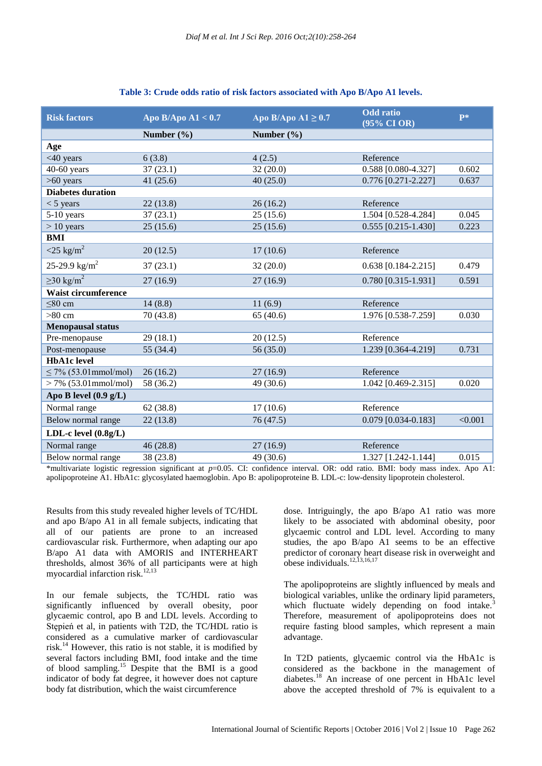**Table 3: Crude odds ratio of risk factors associated with Apo B/Apo A1 levels.**

| Risk factors | Apo B/Apo A1 < 0.7 | Apo B/Apo A1 ≥ 0.7 | Odd ratio (95% CI OR) | P* |
|---|---|---|---|---|
| | Number (%) | Number (%) | | |
| **Age** | | | | |
| <40 years | 6 (3.8) | 4 (2.5) | Reference | |
| 40-60 years | 37 (23.1) | 32 (20.0) | 0.588 [0.080-4.327] | 0.602 |
| >60 years | 41 (25.6) | 40 (25.0) | 0.776 [0.271-2.227] | 0.637 |
| **Diabetes duration** | | | | |
| < 5 years | 22 (13.8) | 26 (16.2) | Reference | |
| 5-10 years | 37 (23.1) | 25 (15.6) | 1.504 [0.528-4.284] | 0.045 |
| > 10 years | 25 (15.6) | 25 (15.6) | 0.555 [0.215-1.430] | 0.223 |
| **BMI** | | | | |
| <25 $kg/m^2$ | 20 (12.5) | 17 (10.6) | Reference | |
| 25-29.9 $kg/m^2$ | 37 (23.1) | 32 (20.0) | 0.638 [0.184-2.215] | 0.479 |
| ≥30 $kg/m^2$ | 27 (16.9) | 27 (16.9) | 0.780 [0.315-1.931] | 0.591 |
| **Waist circumference** | | | | |
| ≤80 cm | 14 (8.8) | 11 (6.9) | Reference | |
| >80 cm | 70 (43.8) | 65 (40.6) | 1.976 [0.538-7.259] | 0.030 |
| **Menopausal status** | | | | |
| Pre-menopause | 29 (18.1) | 20 (12.5) | Reference | |
| Post-menopause | 55 (34.4) | 56 (35.0) | 1.239 [0.364-4.219] | 0.731 |
| **HbA1c level** | | | | |
| ≤ 7% (53.01mmol/mol) | 26 (16.2) | 27 (16.9) | Reference | |
| > 7% (53.01mmol/mol) | 58 (36.2) | 49 (30.6) | 1.042 [0.469-2.315] | 0.020 |
| **Apo B level (0.9 g/L)** | | | | |
| Normal range | 62 (38.8) | 17 (10.6) | Reference | |
| Below normal range | 22 (13.8) | 76 (47.5) | 0.079 [0.034-0.183] | <0.001 |
| **LDL-c level (0.8g/L)** | | | | |
| Normal range | 46 (28.8) | 27 (16.9) | Reference | |
| Below normal range | 38 (23.8) | 49 (30.6) | 1.327 [1.242-1.144] | 0.015 |

*multivariate logistic regression significant at $p$=0.05. CI: confidence interval. OR: odd ratio. BMI: body mass index. Apo A1: apolipoproteine A1. HbA1c: glycosylated haemoglobin. Apo B: apolipoproteine B. LDL-c: low-density lipoprotein cholesterol.

Results from this study revealed higher levels of TC/HDL and apo B/apo A1 in all female subjects, indicating that all of our patients are prone to an increased cardiovascular risk. Furthermore, when adapting our apo B/apo A1 data with AMORIS and INTERHEART thresholds, almost 36% of all participants were at high myocardial infarction risk.[12,13]

In our female subjects, the TC/HDL ratio was significantly influenced by overall obesity, poor glycaemic control, apo B and LDL levels. According to Stępień et al, in patients with T2D, the TC/HDL ratio is considered as a cumulative marker of cardiovascular risk.[14] However, this ratio is not stable, it is modified by several factors including BMI, food intake and the time of blood sampling.[15] Despite that the BMI is a good indicator of body fat degree, it however does not capture body fat distribution, which the waist circumference dose. Intriguingly, the apo B/apo A1 ratio was more likely to be associated with abdominal obesity, poor glycaemic control and LDL level. According to many studies, the apo B/apo A1 seems to be an effective predictor of coronary heart disease risk in overweight and obese individuals.[12,13,16,17]

The apolipoproteins are slightly influenced by meals and biological variables, unlike the ordinary lipid parameters, which fluctuate widely depending on food intake.[3] Therefore, measurement of apolipoproteins does not require fasting blood samples, which represent a main advantage.

In T2D patients, glycaemic control via the HbA1c is considered as the backbone in the management of diabetes.[18] An increase of one percent in HbA1c level above the accepted threshold of 7% is equivalent to a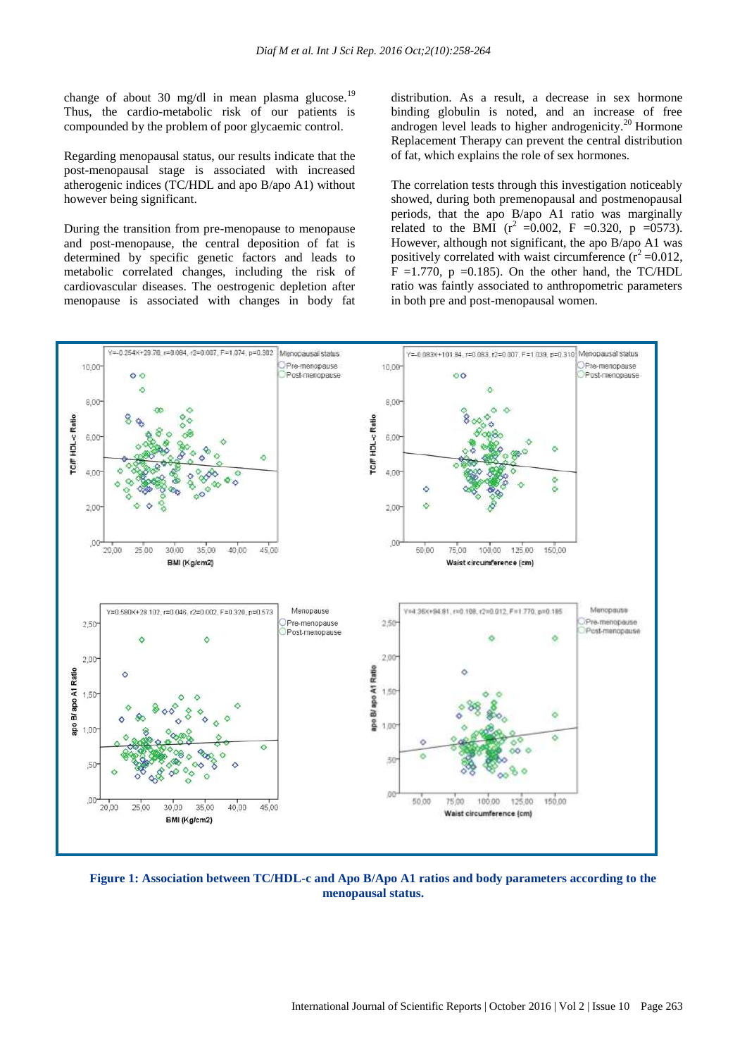change of about 30 mg/dl in mean plasma glucose.[19] Thus, the cardio-metabolic risk of our patients is compounded by the problem of poor glycaemic control.

Regarding menopausal status, our results indicate that the post-menopausal stage is associated with increased atherogenic indices (TC/HDL and apo B/apo A1) without however being significant.

During the transition from pre-menopause to menopause and post-menopause, the central deposition of fat is determined by specific genetic factors and leads to metabolic correlated changes, including the risk of cardiovascular diseases. The oestrogenic depletion after menopause is associated with changes in body fat distribution. As a result, a decrease in sex hormone binding globulin is noted, and an increase of free androgen level leads to higher androgenicity.[20] Hormone Replacement Therapy can prevent the central distribution of fat, which explains the role of sex hormones.

The correlation tests through this investigation noticeably showed, during both premenopausal and postmenopausal periods, that the apo B/apo A1 ratio was marginally related to the BMI ($r^2$ =0.002, F =0.320, p =0573). However, although not significant, the apo B/apo A1 was positively correlated with waist circumference ($r^2$ =0.012, F =1.770, p =0.185). On the other hand, the TC/HDL ratio was faintly associated to anthropometric parameters in both pre and post-menopausal women.

**Figure 1: Association between TC/HDL-c and Apo B/Apo A1 ratios and body parameters according to the menopausal status.**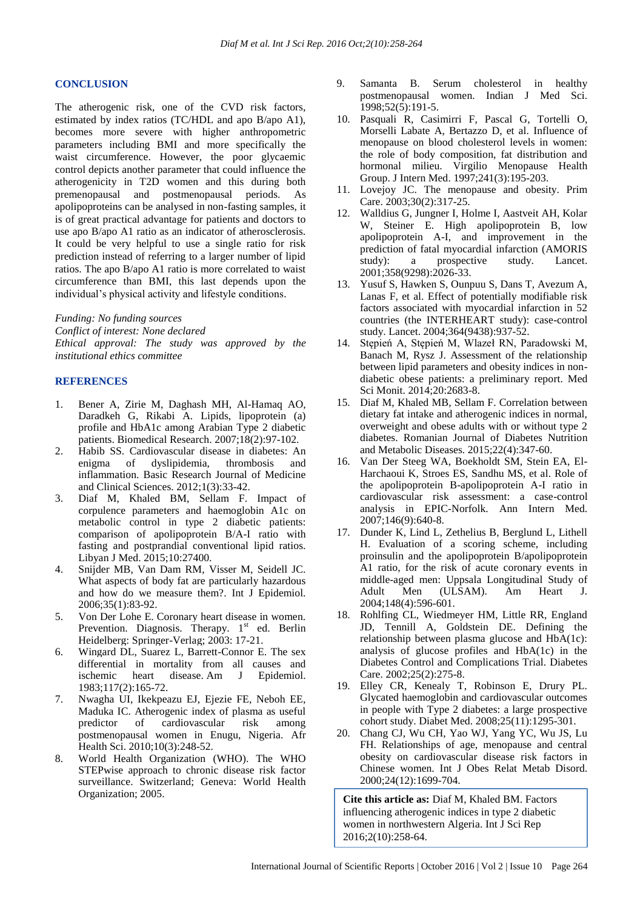## CONCLUSION

The atherogenic risk, one of the CVD risk factors, estimated by index ratios (TC/HDL and apo B/apo A1), becomes more severe with higher anthropometric parameters including BMI and more specifically the waist circumference. However, the poor glycaemic control depicts another parameter that could influence the atherogenicity in T2D women and this during both premenopausal and postmenopausal periods. As apolipoproteins can be analysed in non-fasting samples, it is of great practical advantage for patients and doctors to use apo B/apo A1 ratio as an indicator of atherosclerosis. It could be very helpful to use a single ratio for risk prediction instead of referring to a larger number of lipid ratios. The apo B/apo A1 ratio is more correlated to waist circumference than BMI, this last depends upon the individual's physical activity and lifestyle conditions.

*Funding: No funding sources*
*Conflict of interest: None declared*
*Ethical approval: The study was approved by the institutional ethics committee*

## REFERENCES

1. Bener A, Zirie M, Daghash MH, Al-Hamaq AO, Daradkeh G, Rikabi A. Lipids, lipoprotein (a) profile and HbA1c among Arabian Type 2 diabetic patients. Biomedical Research. 2007;18(2):97-102.
2. Habib SS. Cardiovascular disease in diabetes: An enigma of dyslipidemia, thrombosis and inflammation. Basic Research Journal of Medicine and Clinical Sciences. 2012;1(3):33-42.
3. Diaf M, Khaled BM, Sellam F. Impact of corpulence parameters and haemoglobin A1c on metabolic control in type 2 diabetic patients: comparison of apolipoprotein B/A-I ratio with fasting and postprandial conventional lipid ratios. Libyan J Med. 2015;10:27400.
4. Snijder MB, Van Dam RM, Visser M, Seidell JC. What aspects of body fat are particularly hazardous and how do we measure them?. Int J Epidemiol. 2006;35(1):83-92.
5. Von Der Lohe E. Coronary heart disease in women. Prevention. Diagnosis. Therapy. 1st ed. Berlin Heidelberg: Springer-Verlag; 2003: 17-21.
6. Wingard DL, Suarez L, Barrett-Connor E. The sex differential in mortality from all causes and ischemic heart disease. Am J Epidemiol. 1983;117(2):165-72.
7. Nwagha UI, Ikekpeazu EJ, Ejezie FE, Neboh EE, Maduka IC. Atherogenic index of plasma as useful predictor of cardiovascular risk among postmenopausal women in Enugu, Nigeria. Afr Health Sci. 2010;10(3):248-52.
8. World Health Organization (WHO). The WHO STEPwise approach to chronic disease risk factor surveillance. Switzerland; Geneva: World Health Organization; 2005.
9. Samanta B. Serum cholesterol in healthy postmenopausal women. Indian J Med Sci. 1998;52(5):191-5.
10. Pasquali R, Casimirri F, Pascal G, Tortelli O, Morselli Labate A, Bertazzo D, et al. Influence of menopause on blood cholesterol levels in women: the role of body composition, fat distribution and hormonal milieu. Virgilio Menopause Health Group. J Intern Med. 1997;241(3):195-203.
11. Lovejoy JC. The menopause and obesity. Prim Care. 2003;30(2):317-25.
12. Walldius G, Jungner I, Holme I, Aastveit AH, Kolar W, Steiner E. High apolipoprotein B, low apolipoprotein A-I, and improvement in the prediction of fatal myocardial infarction (AMORIS study): a prospective study. Lancet. 2001;358(9298):2026-33.
13. Yusuf S, Hawken S, Ounpuu S, Dans T, Avezum A, Lanas F, et al. Effect of potentially modifiable risk factors associated with myocardial infarction in 52 countries (the INTERHEART study): case-control study. Lancet. 2004;364(9438):937-52.
14. Stępień A, Stępień M, Wlazeł RN, Paradowski M, Banach M, Rysz J. Assessment of the relationship between lipid parameters and obesity indices in non-diabetic obese patients: a preliminary report. Med Sci Monit. 2014;20:2683-8.
15. Diaf M, Khaled MB, Sellam F. Correlation between dietary fat intake and atherogenic indices in normal, overweight and obese adults with or without type 2 diabetes. Romanian Journal of Diabetes Nutrition and Metabolic Diseases. 2015;22(4):347-60.
16. Van Der Steeg WA, Boekholdt SM, Stein EA, El-Harchaoui K, Stroes ES, Sandhu MS, et al. Role of the apolipoprotein B-apolipoprotein A-I ratio in cardiovascular risk assessment: a case-control analysis in EPIC-Norfolk. Ann Intern Med. 2007;146(9):640-8.
17. Dunder K, Lind L, Zethelius B, Berglund L, Lithell H. Evaluation of a scoring scheme, including proinsulin and the apolipoprotein B/apolipoprotein A1 ratio, for the risk of acute coronary events in middle-aged men: Uppsala Longitudinal Study of Adult Men (ULSAM). Am Heart J. 2004;148(4):596-601.
18. Rohlfing CL, Wiedmeyer HM, Little RR, England JD, Tennill A, Goldstein DE. Defining the relationship between plasma glucose and HbA(1c): analysis of glucose profiles and HbA(1c) in the Diabetes Control and Complications Trial. Diabetes Care. 2002;25(2):275-8.
19. Elley CR, Kenealy T, Robinson E, Drury PL. Glycated haemoglobin and cardiovascular outcomes in people with Type 2 diabetes: a large prospective cohort study. Diabet Med. 2008;25(11):1295-301.
20. Chang CJ, Wu CH, Yao WJ, Yang YC, Wu JS, Lu FH. Relationships of age, menopause and central obesity on cardiovascular disease risk factors in Chinese women. Int J Obes Relat Metab Disord. 2000;24(12):1699-704.

**Cite this article as:** Diaf M, Khaled BM. Factors influencing atherogenic indices in type 2 diabetic women in northwestern Algeria. Int J Sci Rep 2016;2(10):258-64.